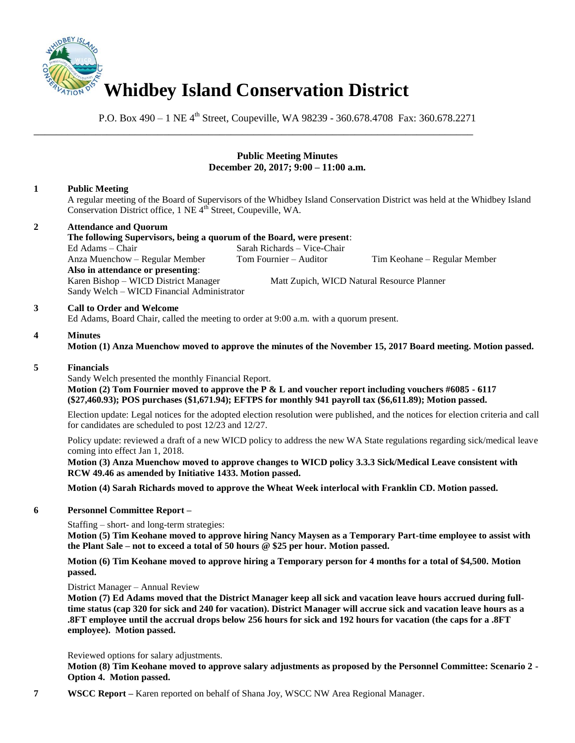# Whidbey Island Conservation District

P.O. Box 490 – 1 NE 4th Street, Coupeville, WA 98239 - 360.678.4708 Fax: 360.678.2271

---

**Public Meeting Minutes**
**December 20, 2017; 9:00 – 11:00 a.m.**

**1 Public Meeting**

A regular meeting of the Board of Supervisors of the Whidbey Island Conservation District was held at the Whidbey Island Conservation District office, 1 NE 4th Street, Coupeville, WA.

**2 Attendance and Quorum**

**The following Supervisors, being a quorum of the Board, were present**:

Ed Adams – Chair
Sarah Richards – Vice-Chair
Anza Muenchow – Regular Member
Tom Fournier – Auditor
Tim Keohane – Regular Member

**Also in attendance or presenting**:

Karen Bishop – WICD District Manager
Matt Zupich, WICD Natural Resource Planner
Sandy Welch – WICD Financial Administrator

**3 Call to Order and Welcome**

Ed Adams, Board Chair, called the meeting to order at 9:00 a.m. with a quorum present.

**4 Minutes**

**Motion (1) Anza Muenchow moved to approve the minutes of the November 15, 2017 Board meeting. Motion passed.**

**5 Financials**

Sandy Welch presented the monthly Financial Report.

**Motion (2) Tom Fournier moved to approve the P & L and voucher report including vouchers #6085 - 6117 ($27,460.93); POS purchases ($1,671.94); EFTPS for monthly 941 payroll tax ($6,611.89); Motion passed.**

Election update: Legal notices for the adopted election resolution were published, and the notices for election criteria and call for candidates are scheduled to post 12/23 and 12/27.

Policy update: reviewed a draft of a new WICD policy to address the new WA State regulations regarding sick/medical leave coming into effect Jan 1, 2018.

**Motion (3) Anza Muenchow moved to approve changes to WICD policy 3.3.3 Sick/Medical Leave consistent with RCW 49.46 as amended by Initiative 1433. Motion passed.**

**Motion (4) Sarah Richards moved to approve the Wheat Week interlocal with Franklin CD. Motion passed.**

**6 Personnel Committee Report –**

Staffing – short- and long-term strategies:

**Motion (5) Tim Keohane moved to approve hiring Nancy Maysen as a Temporary Part-time employee to assist with the Plant Sale – not to exceed a total of 50 hours @ $25 per hour. Motion passed.**

**Motion (6) Tim Keohane moved to approve hiring a Temporary person for 4 months for a total of $4,500. Motion passed.**

District Manager – Annual Review

**Motion (7) Ed Adams moved that the District Manager keep all sick and vacation leave hours accrued during full-time status (cap 320 for sick and 240 for vacation). District Manager will accrue sick and vacation leave hours as a .8FT employee until the accrual drops below 256 hours for sick and 192 hours for vacation (the caps for a .8FT employee). Motion passed.**

Reviewed options for salary adjustments.

**Motion (8) Tim Keohane moved to approve salary adjustments as proposed by the Personnel Committee: Scenario 2 - Option 4. Motion passed.**

**7 WSCC Report –** Karen reported on behalf of Shana Joy, WSCC NW Area Regional Manager.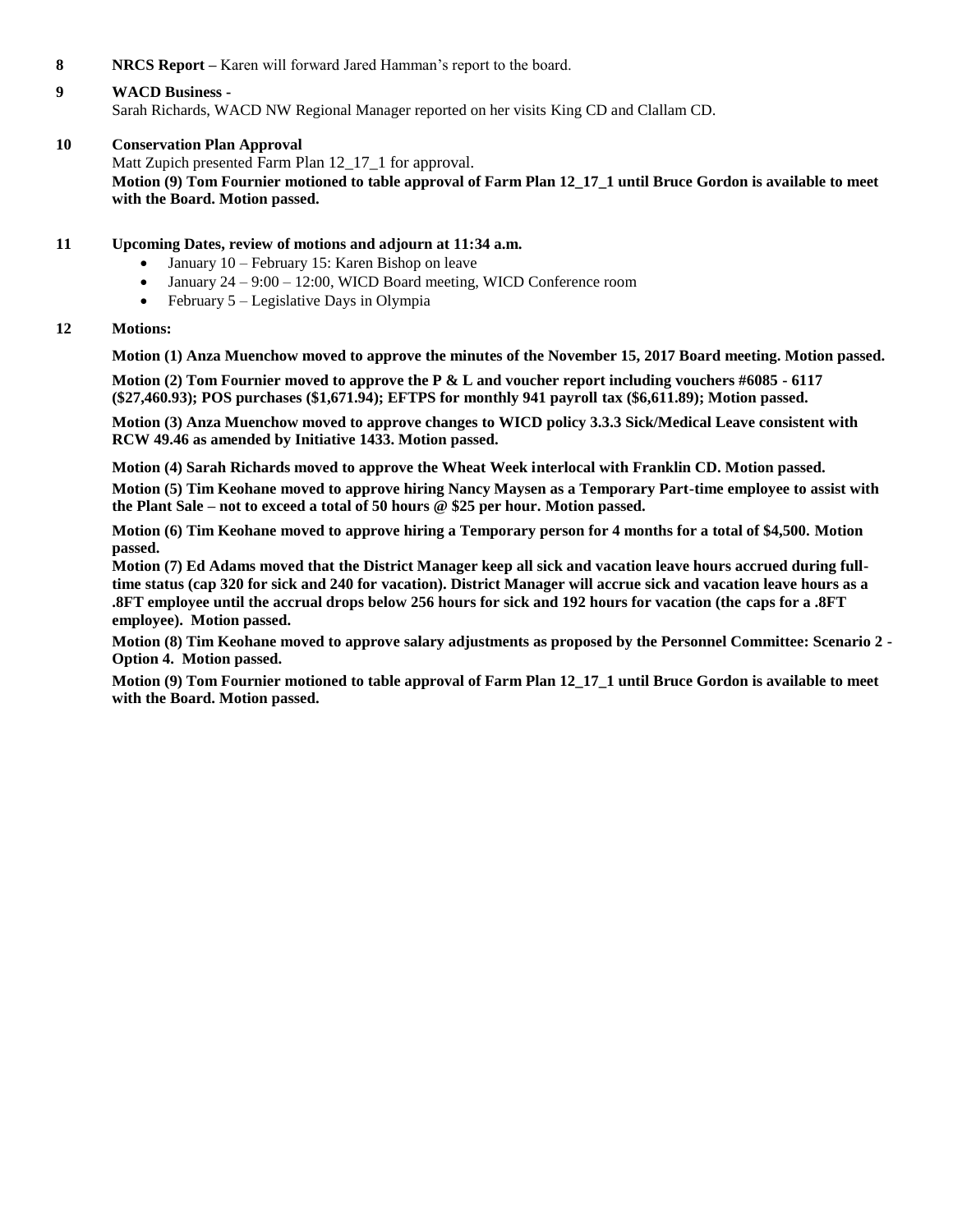**8 NRCS Report –** Karen will forward Jared Hamman's report to the board.

**9 WACD Business -**

Sarah Richards, WACD NW Regional Manager reported on her visits King CD and Clallam CD.

**10 Conservation Plan Approval**

Matt Zupich presented Farm Plan 12_17_1 for approval.

**Motion (9) Tom Fournier motioned to table approval of Farm Plan 12_17_1 until Bruce Gordon is available to meet with the Board. Motion passed.**

**11 Upcoming Dates, review of motions and adjourn at 11:34 a.m.**

- January 10 – February 15: Karen Bishop on leave
- January 24 – 9:00 – 12:00, WICD Board meeting, WICD Conference room
- February 5 – Legislative Days in Olympia

**12 Motions:**

**Motion (1) Anza Muenchow moved to approve the minutes of the November 15, 2017 Board meeting. Motion passed.**

**Motion (2) Tom Fournier moved to approve the P & L and voucher report including vouchers #6085 - 6117 ($27,460.93); POS purchases ($1,671.94); EFTPS for monthly 941 payroll tax ($6,611.89); Motion passed.**

**Motion (3) Anza Muenchow moved to approve changes to WICD policy 3.3.3 Sick/Medical Leave consistent with RCW 49.46 as amended by Initiative 1433. Motion passed.**

**Motion (4) Sarah Richards moved to approve the Wheat Week interlocal with Franklin CD. Motion passed.**

**Motion (5) Tim Keohane moved to approve hiring Nancy Maysen as a Temporary Part-time employee to assist with the Plant Sale – not to exceed a total of 50 hours @ $25 per hour. Motion passed.**

**Motion (6) Tim Keohane moved to approve hiring a Temporary person for 4 months for a total of $4,500. Motion passed.**

**Motion (7) Ed Adams moved that the District Manager keep all sick and vacation leave hours accrued during full-time status (cap 320 for sick and 240 for vacation). District Manager will accrue sick and vacation leave hours as a .8FT employee until the accrual drops below 256 hours for sick and 192 hours for vacation (the caps for a .8FT employee). Motion passed.**

**Motion (8) Tim Keohane moved to approve salary adjustments as proposed by the Personnel Committee: Scenario 2 - Option 4. Motion passed.**

**Motion (9) Tom Fournier motioned to table approval of Farm Plan 12_17_1 until Bruce Gordon is available to meet with the Board. Motion passed.**